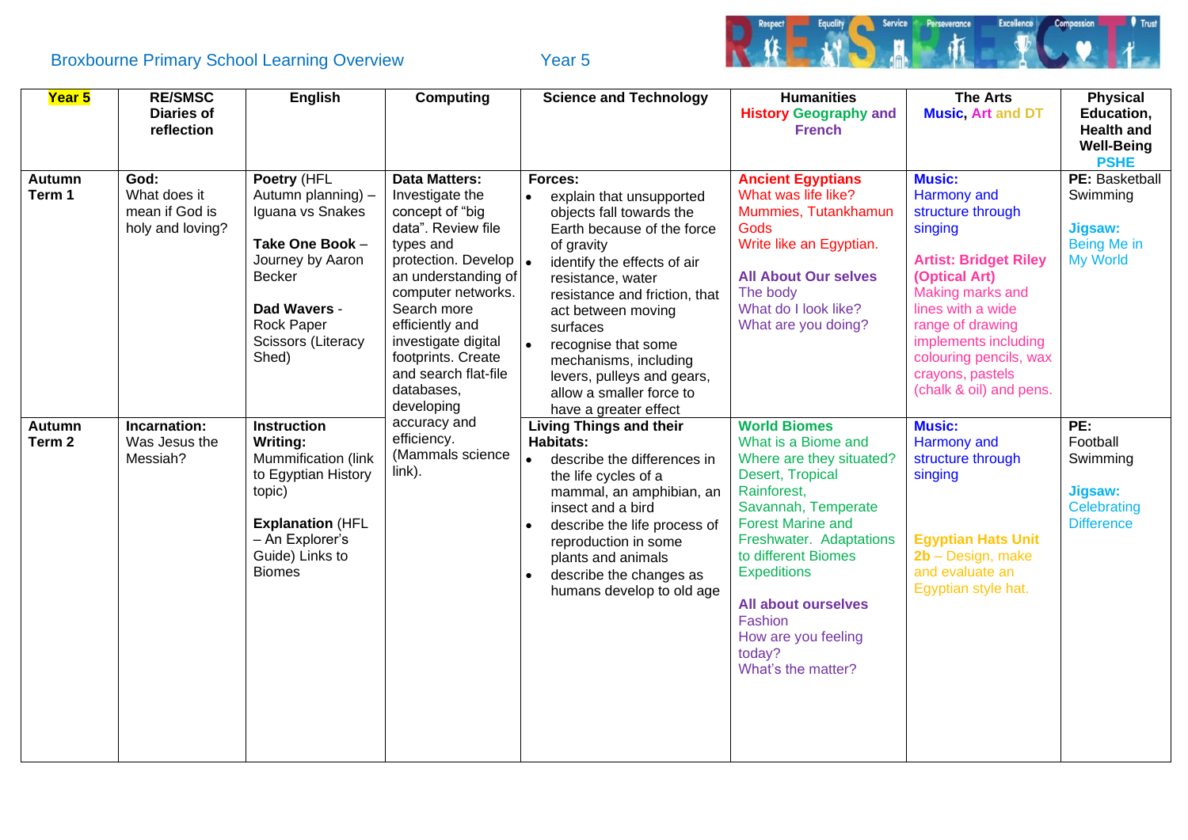Broxbourne Primary School Learning Overview Year 5

| Year 5 | RE/SMSC Diaries of reflection | English | Computing | Science and Technology | Humanities History Geography and French | The Arts Music, Art and DT | Physical Education, Health and Well-Being PSHE |
|---|---|---|---|---|---|---|---|
| **Autumn Term 1** | **God:** What does it mean if God is holy and loving? | **Poetry** (HFL Autumn planning) – Iguana vs Snakes<br><br>**Take One Book** – Journey by Aaron Becker<br><br>**Dad Wavers** - Rock Paper Scissors (Literacy Shed) | **Data Matters:** Investigate the concept of "big data". Review file types and protection. Develop an understanding of computer networks. Search more efficiently and investigate digital footprints. Create and search flat-file databases, developing accuracy and efficiency. (Mammals science link). | **Forces:**<br>• explain that unsupported objects fall towards the Earth because of the force of gravity<br>• identify the effects of air resistance, water resistance and friction, that act between moving surfaces<br>• recognise that some mechanisms, including levers, pulleys and gears, allow a smaller force to have a greater effect | **Ancient Egyptians**<br>What was life like?<br>Mummies, Tutankhamun<br>Gods<br>Write like an Egyptian.<br><br>**All About Our selves**<br>The body<br>What do I look like?<br>What are you doing? | **Music:**<br>Harmony and structure through singing<br><br>**Artist: Bridget Riley (Optical Art)**<br>Making marks and lines with a wide range of drawing implements including colouring pencils, wax crayons, pastels (chalk & oil) and pens. | **PE:** Basketball<br>Swimming<br><br>**Jigsaw:**<br>Being Me in My World |
| **Autumn Term 2** | **Incarnation:** Was Jesus the Messiah? | **Instruction Writing:** Mummification (link to Egyptian History topic)<br><br>**Explanation** (HFL – An Explorer's Guide) Links to Biomes | | **Living Things and their Habitats:**<br>• describe the differences in the life cycles of a mammal, an amphibian, an insect and a bird<br>• describe the life process of reproduction in some plants and animals<br>• describe the changes as humans develop to old age | **World Biomes**<br>What is a Biome and Where are they situated? Desert, Tropical Rainforest, Savannah, Temperate Forest Marine and Freshwater. Adaptations to different Biomes Expeditions<br><br>**All about ourselves**<br>Fashion<br>How are you feeling today?<br>What's the matter? | **Music:**<br>Harmony and structure through singing<br><br>**Egyptian Hats Unit 2b** – Design, make and evaluate an Egyptian style hat. | **PE:**<br>Football<br>Swimming<br><br>**Jigsaw:**<br>Celebrating Difference |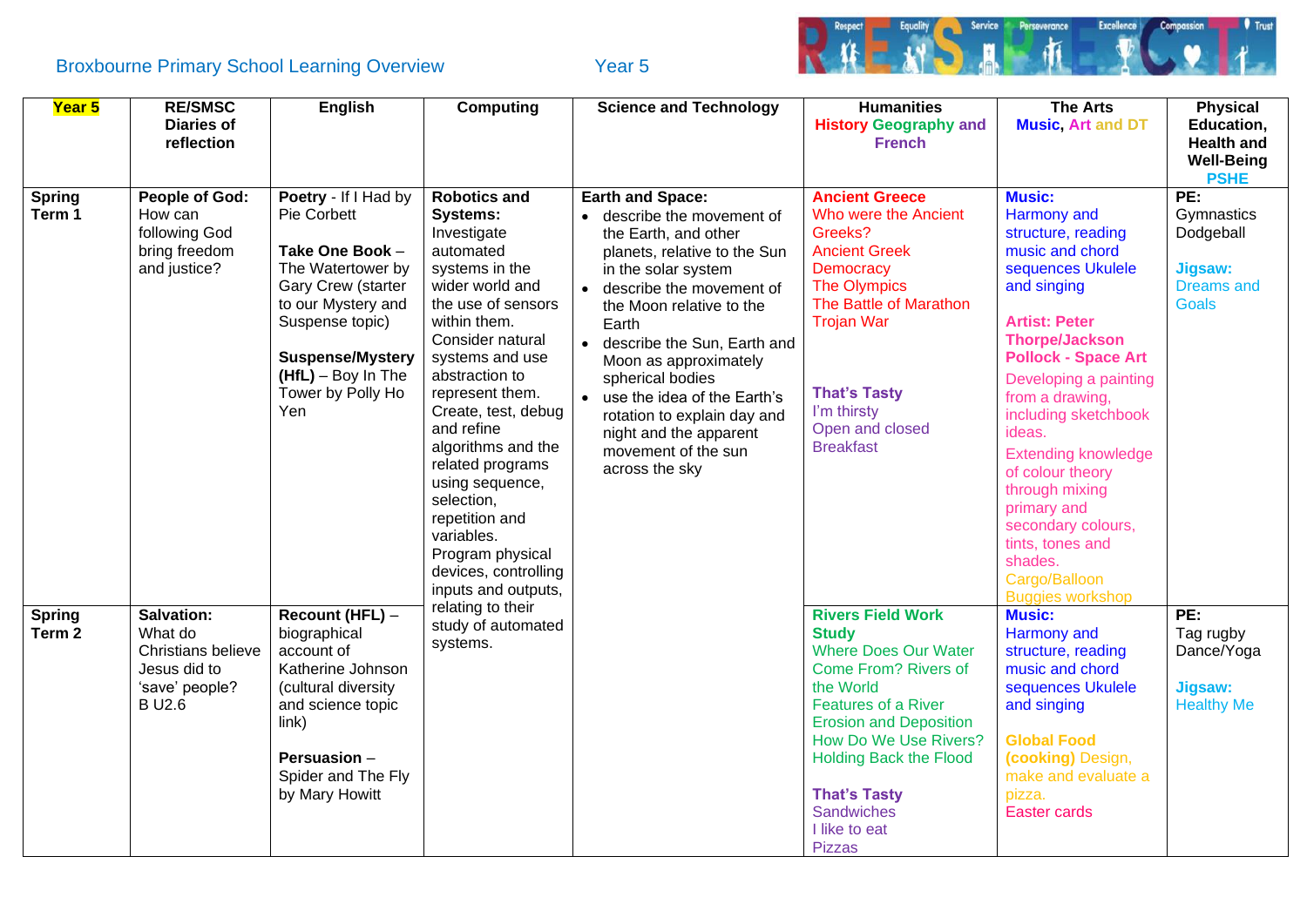Broxbourne Primary School Learning Overview Year 5

| Year 5 | RE/SMSC Diaries of reflection | English | Computing | Science and Technology | Humanities History Geography and French | The Arts Music, Art and DT | Physical Education, Health and Well-Being PSHE |
|---|---|---|---|---|---|---|---|
| **Spring Term 1** | **People of God:** How can following God bring freedom and justice? | **Poetry** - If I Had by Pie Corbett<br><br>**Take One Book** – The Watertower by Gary Crew (starter to our Mystery and Suspense topic)<br><br>**Suspense/Mystery (HfL)** – Boy In The Tower by Polly Ho Yen | **Robotics and Systems:** Investigate automated systems in the wider world and the use of sensors within them. Consider natural systems and use abstraction to represent them. Create, test, debug and refine algorithms and the related programs using sequence, selection, repetition and variables. Program physical devices, controlling inputs and outputs, relating to their study of automated systems. | **Earth and Space:**<br>• describe the movement of the Earth, and other planets, relative to the Sun in the solar system<br>• describe the movement of the Moon relative to the Earth<br>• describe the Sun, Earth and Moon as approximately spherical bodies<br>• use the idea of the Earth's rotation to explain day and night and the apparent movement of the sun across the sky | **Ancient Greece**<br>Who were the Ancient Greeks?<br>Ancient Greek Democracy<br>The Olympics<br>The Battle of Marathon<br>Trojan War<br><br>**That's Tasty**<br>I'm thirsty<br>Open and closed<br>Breakfast | **Music:**<br>Harmony and structure, reading music and chord sequences Ukulele and singing<br><br>**Artist: Peter Thorpe/Jackson Pollock - Space Art**<br>Developing a painting from a drawing, including sketchbook ideas.<br>Extending knowledge of colour theory through mixing primary and secondary colours, tints, tones and shades.<br>Cargo/Balloon Buggies workshop | **PE:**<br>Gymnastics<br>Dodgeball<br><br>**Jigsaw:**<br>Dreams and Goals |
| **Spring Term 2** | **Salvation:** What do Christians believe Jesus did to 'save' people?<br>B U2.6 | **Recount (HFL)** – biographical account of Katherine Johnson (cultural diversity and science topic link)<br><br>**Persuasion** – Spider and The Fly by Mary Howitt | | | **Rivers Field Work Study**<br>Where Does Our Water Come From? Rivers of the World<br>Features of a River<br>Erosion and Deposition<br>How Do We Use Rivers?<br>Holding Back the Flood<br><br>**That's Tasty**<br>Sandwiches<br>I like to eat<br>Pizzas | **Music:**<br>Harmony and structure, reading music and chord sequences Ukulele and singing<br><br>**Global Food (cooking)** Design, make and evaluate a pizza.<br>Easter cards | **PE:**<br>Tag rugby<br>Dance/Yoga<br><br>**Jigsaw:**<br>Healthy Me |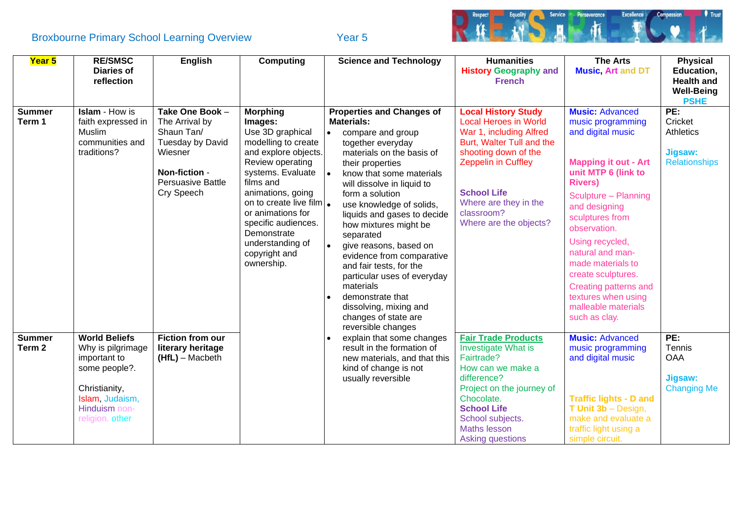Broxbourne Primary School Learning Overview Year 5

| Year 5 | RE/SMSC Diaries of reflection | English | Computing | Science and Technology | Humanities History Geography and French | The Arts Music, Art and DT | Physical Education, Health and Well-Being PSHE |
|---|---|---|---|---|---|---|---|
| **Summer Term 1** | **Islam** - How is faith expressed in Muslim communities and traditions? | **Take One Book** – The Arrival by Shaun Tan/ Tuesday by David Wiesner<br><br>**Non-fiction** - Persuasive Battle Cry Speech | **Morphing Images:** Use 3D graphical modelling to create and explore objects. Review operating systems. Evaluate films and animations, going on to create live film or animations for specific audiences. Demonstrate understanding of copyright and ownership. | **Properties and Changes of Materials:**<br>• compare and group together everyday materials on the basis of their properties<br>• know that some materials will dissolve in liquid to form a solution<br>• use knowledge of solids, liquids and gases to decide how mixtures might be separated<br>• give reasons, based on evidence from comparative and fair tests, for the particular uses of everyday materials<br>• demonstrate that dissolving, mixing and changes of state are reversible changes<br>• explain that some changes result in the formation of new materials, and that this kind of change is not usually reversible | **Local History Study** Local Heroes in World War 1, including Alfred Burt, Walter Tull and the shooting down of the Zeppelin in Cuffley<br><br>**School Life** Where are they in the classroom? Where are the objects? | **Music:** Advanced music programming and digital music<br><br>**Mapping it out - Art unit MTP 6 (link to Rivers)**<br>Sculpture – Planning and designing sculptures from observation.<br>Using recycled, natural and man-made materials to create sculptures.<br>Creating patterns and textures when using malleable materials such as clay. | **PE:** Cricket Athletics<br><br>**Jigsaw:** Relationships |
| **Summer Term 2** | **World Beliefs** Why is pilgrimage important to some people?.<br><br>Christianity, Islam, Judaism, Hinduism non-religion. other | **Fiction from our literary heritage (HfL)** – Macbeth | | | **Fair Trade Products** Investigate What is Fairtrade? How can we make a difference? Project on the journey of Chocolate.<br>**School Life** School subjects. Maths lesson Asking questions | **Music:** Advanced music programming and digital music<br><br>**Traffic lights - D and T Unit 3b** – Design, make and evaluate a traffic light using a simple circuit. | **PE:** Tennis OAA<br><br>**Jigsaw:** Changing Me |